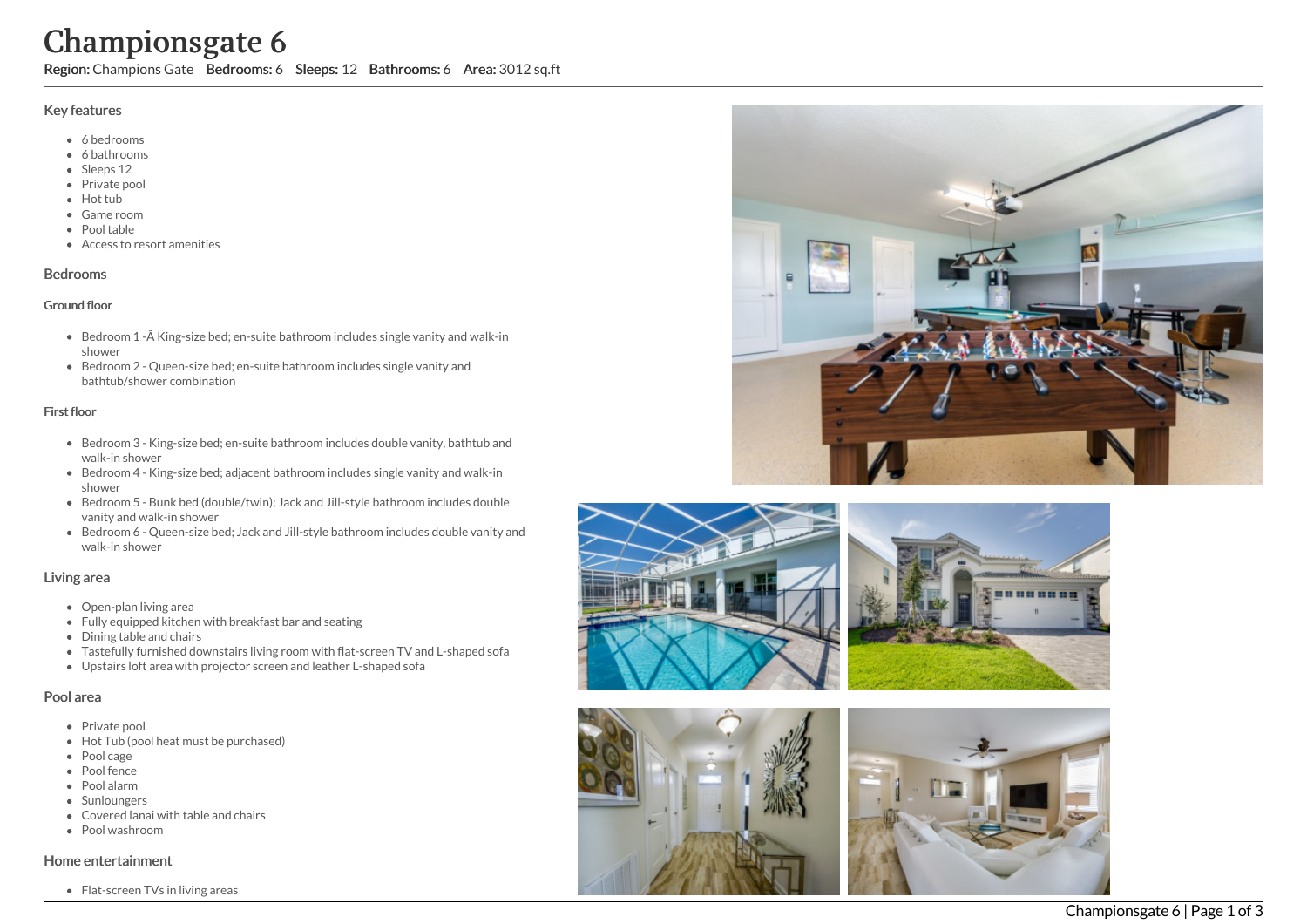# Championsgate 6

**Region:** Champions Gate **Bedrooms:** 6 **Sleeps:** 12 **Bathrooms:** 6 **Area:** 3012 sq.ft

## Key features

- 6 bedrooms
- 6 bathrooms
- Sleeps 12
- Private pool
- Hot tub
- Game room
- Pool table
- Access to resort amenities

## Bedrooms

### Ground floor

- Bedroom 1 -Â King-size bed; en-suite bathroom includes single vanity and walk-in shower
- Bedroom 2 - Queen-size bed; en-suite bathroom includes single vanity and bathtub/shower combination

### First floor

- Bedroom 3 - King-size bed; en-suite bathroom includes double vanity, bathtub and walk-in shower
- Bedroom 4 - King-size bed; adjacent bathroom includes single vanity and walk-in shower
- Bedroom 5 - Bunk bed (double/twin); Jack and Jill-style bathroom includes double vanity and walk-in shower
- Bedroom 6 - Queen-size bed; Jack and Jill-style bathroom includes double vanity and walk-in shower

## Living area

- Open-plan living area
- Fully equipped kitchen with breakfast bar and seating
- Dining table and chairs
- Tastefully furnished downstairs living room with flat-screen TV and L-shaped sofa
- Upstairs loft area with projector screen and leather L-shaped sofa

## Pool area

- Private pool
- Hot Tub (pool heat must be purchased)
- Pool cage
- Pool fence
- Pool alarm
- Sunloungers
- Covered lanai with table and chairs
- Pool washroom

## Home entertainment

- Flat-screen TVs in living areas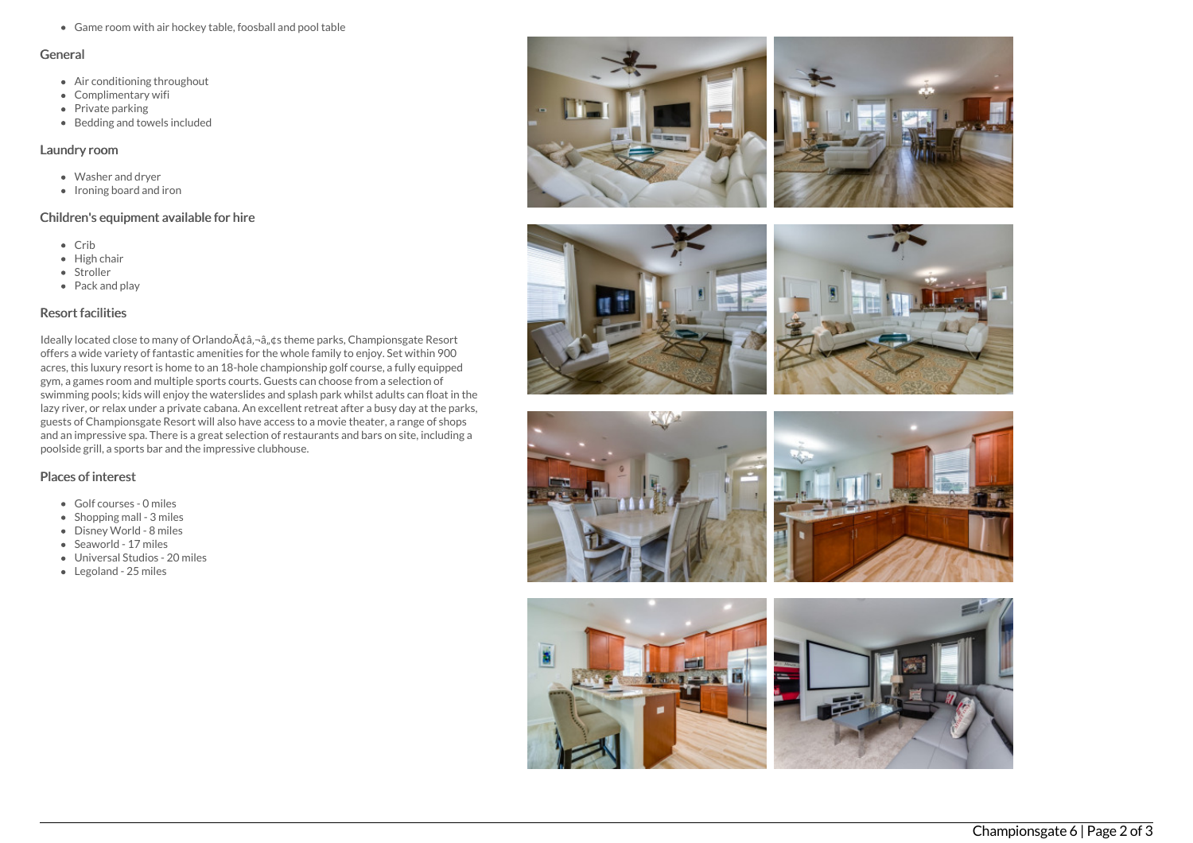- Game room with air hockey table, foosball and pool table

## General

- Air conditioning throughout
- Complimentary wifi
- Private parking
- Bedding and towels included

## Laundry room

- Washer and dryer
- Ironing board and iron

## Children's equipment available for hire

- Crib
- High chair
- Stroller
- Pack and play

## Resort facilities

Ideally located close to many of OrlandoÃ¢â‚¬â„¢s theme parks, Championsgate Resort offers a wide variety of fantastic amenities for the whole family to enjoy. Set within 900 acres, this luxury resort is home to an 18-hole championship golf course, a fully equipped gym, a games room and multiple sports courts. Guests can choose from a selection of swimming pools; kids will enjoy the waterslides and splash park whilst adults can float in the lazy river, or relax under a private cabana. An excellent retreat after a busy day at the parks, guests of Championsgate Resort will also have access to a movie theater, a range of shops and an impressive spa. There is a great selection of restaurants and bars on site, including a poolside grill, a sports bar and the impressive clubhouse.

## Places of interest

- Golf courses - 0 miles
- Shopping mall - 3 miles
- Disney World - 8 miles
- Seaworld - 17 miles
- Universal Studios - 20 miles
- Legoland - 25 miles